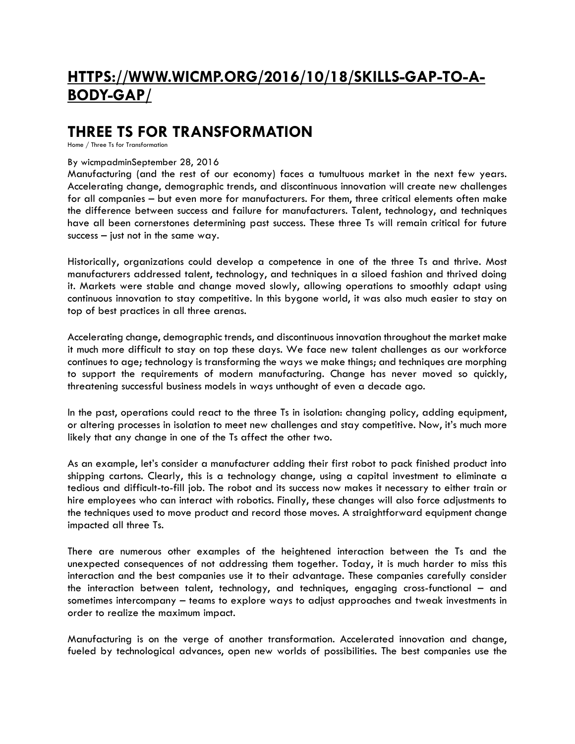# [HTTPS://WWW.WICMP.ORG/2016/10/18/SKILLS-GAP-TO-A-BODY-GAP/](https://www.wicmp.org/2016/10/18/skills-gap-to-a-body-gap/)

## THREE TS FOR TRANSFORMATION

Home / Three Ts for Transformation

By wicmpadminSeptember 28, 2016

Manufacturing (and the rest of our economy) faces a tumultuous market in the next few years. Accelerating change, demographic trends, and discontinuous innovation will create new challenges for all companies – but even more for manufacturers. For them, three critical elements often make the difference between success and failure for manufacturers. Talent, technology, and techniques have all been cornerstones determining past success. These three Ts will remain critical for future success – just not in the same way.

Historically, organizations could develop a competence in one of the three Ts and thrive. Most manufacturers addressed talent, technology, and techniques in a siloed fashion and thrived doing it. Markets were stable and change moved slowly, allowing operations to smoothly adapt using continuous innovation to stay competitive. In this bygone world, it was also much easier to stay on top of best practices in all three arenas.

Accelerating change, demographic trends, and discontinuous innovation throughout the market make it much more difficult to stay on top these days. We face new talent challenges as our workforce continues to age; technology is transforming the ways we make things; and techniques are morphing to support the requirements of modern manufacturing. Change has never moved so quickly, threatening successful business models in ways unthought of even a decade ago.

In the past, operations could react to the three Ts in isolation: changing policy, adding equipment, or altering processes in isolation to meet new challenges and stay competitive. Now, it's much more likely that any change in one of the Ts affect the other two.

As an example, let's consider a manufacturer adding their first robot to pack finished product into shipping cartons. Clearly, this is a technology change, using a capital investment to eliminate a tedious and difficult-to-fill job. The robot and its success now makes it necessary to either train or hire employees who can interact with robotics. Finally, these changes will also force adjustments to the techniques used to move product and record those moves. A straightforward equipment change impacted all three Ts.

There are numerous other examples of the heightened interaction between the Ts and the unexpected consequences of not addressing them together. Today, it is much harder to miss this interaction and the best companies use it to their advantage. These companies carefully consider the interaction between talent, technology, and techniques, engaging cross-functional – and sometimes intercompany – teams to explore ways to adjust approaches and tweak investments in order to realize the maximum impact.

Manufacturing is on the verge of another transformation. Accelerated innovation and change, fueled by technological advances, open new worlds of possibilities. The best companies use the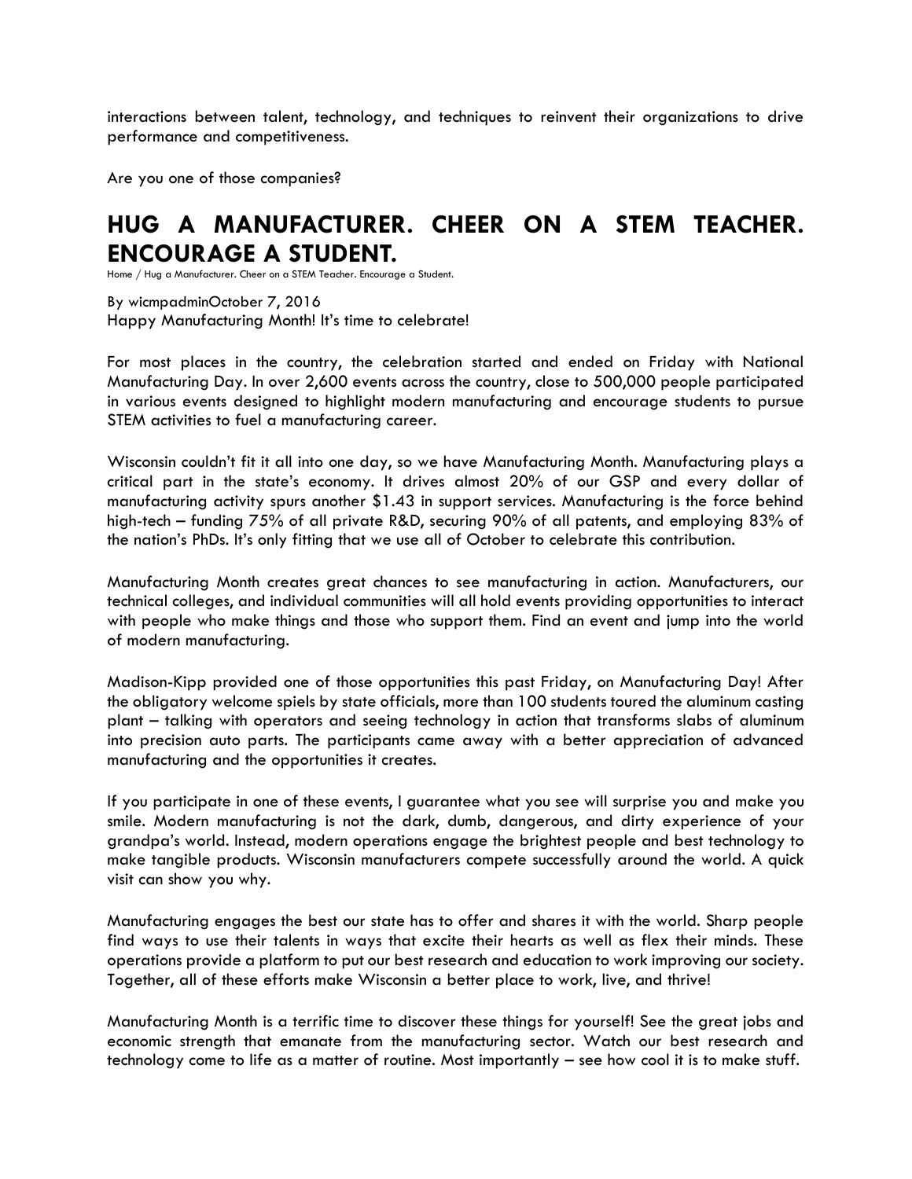interactions between talent, technology, and techniques to reinvent their organizations to drive performance and competitiveness.

Are you one of those companies?

# HUG A MANUFACTURER. CHEER ON A STEM TEACHER. ENCOURAGE A STUDENT.

Home / Hug a Manufacturer. Cheer on a STEM Teacher. Encourage a Student.

By wicmpadminOctober 7, 2016
Happy Manufacturing Month! It's time to celebrate!

For most places in the country, the celebration started and ended on Friday with National Manufacturing Day. In over 2,600 events across the country, close to 500,000 people participated in various events designed to highlight modern manufacturing and encourage students to pursue STEM activities to fuel a manufacturing career.

Wisconsin couldn't fit it all into one day, so we have Manufacturing Month. Manufacturing plays a critical part in the state's economy. It drives almost 20% of our GSP and every dollar of manufacturing activity spurs another $1.43 in support services. Manufacturing is the force behind high-tech – funding 75% of all private R&D, securing 90% of all patents, and employing 83% of the nation's PhDs. It's only fitting that we use all of October to celebrate this contribution.

Manufacturing Month creates great chances to see manufacturing in action. Manufacturers, our technical colleges, and individual communities will all hold events providing opportunities to interact with people who make things and those who support them. Find an event and jump into the world of modern manufacturing.

Madison-Kipp provided one of those opportunities this past Friday, on Manufacturing Day! After the obligatory welcome spiels by state officials, more than 100 students toured the aluminum casting plant – talking with operators and seeing technology in action that transforms slabs of aluminum into precision auto parts. The participants came away with a better appreciation of advanced manufacturing and the opportunities it creates.

If you participate in one of these events, I guarantee what you see will surprise you and make you smile. Modern manufacturing is not the dark, dumb, dangerous, and dirty experience of your grandpa's world. Instead, modern operations engage the brightest people and best technology to make tangible products. Wisconsin manufacturers compete successfully around the world. A quick visit can show you why.

Manufacturing engages the best our state has to offer and shares it with the world. Sharp people find ways to use their talents in ways that excite their hearts as well as flex their minds. These operations provide a platform to put our best research and education to work improving our society. Together, all of these efforts make Wisconsin a better place to work, live, and thrive!

Manufacturing Month is a terrific time to discover these things for yourself! See the great jobs and economic strength that emanate from the manufacturing sector. Watch our best research and technology come to life as a matter of routine. Most importantly – see how cool it is to make stuff.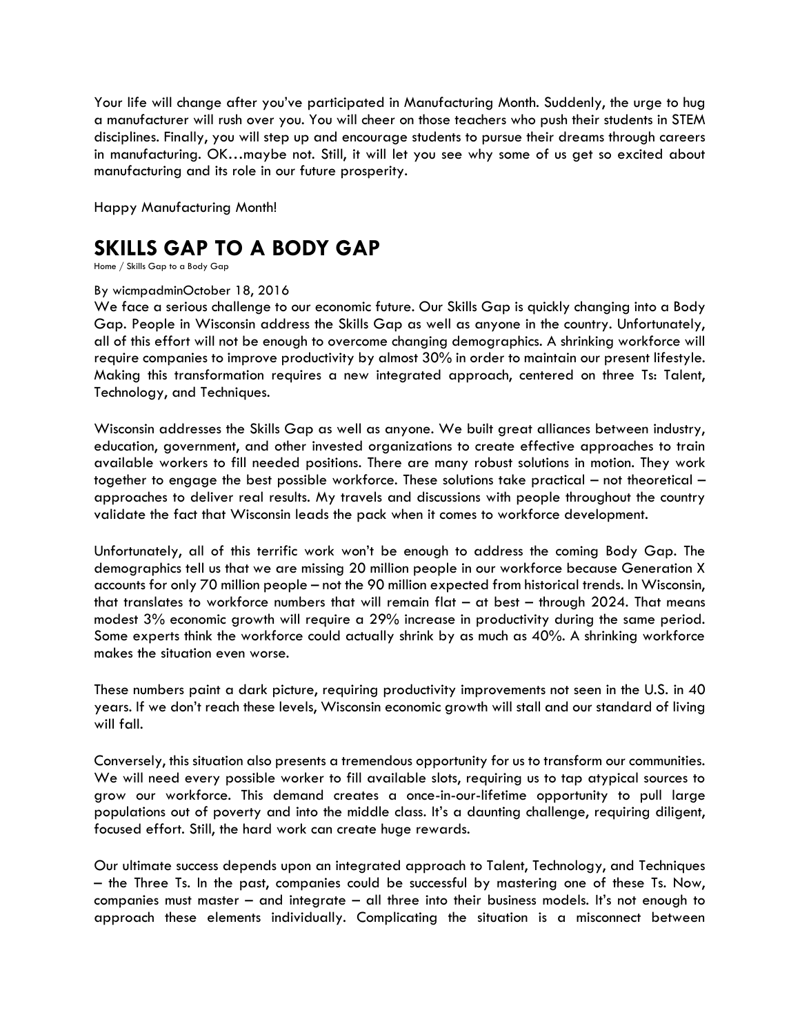Your life will change after you've participated in Manufacturing Month. Suddenly, the urge to hug a manufacturer will rush over you. You will cheer on those teachers who push their students in STEM disciplines. Finally, you will step up and encourage students to pursue their dreams through careers in manufacturing. OK…maybe not. Still, it will let you see why some of us get so excited about manufacturing and its role in our future prosperity.

Happy Manufacturing Month!

# SKILLS GAP TO A BODY GAP

Home / Skills Gap to a Body Gap

By wicmpadminOctober 18, 2016

We face a serious challenge to our economic future. Our Skills Gap is quickly changing into a Body Gap. People in Wisconsin address the Skills Gap as well as anyone in the country. Unfortunately, all of this effort will not be enough to overcome changing demographics. A shrinking workforce will require companies to improve productivity by almost 30% in order to maintain our present lifestyle. Making this transformation requires a new integrated approach, centered on three Ts: Talent, Technology, and Techniques.

Wisconsin addresses the Skills Gap as well as anyone. We built great alliances between industry, education, government, and other invested organizations to create effective approaches to train available workers to fill needed positions. There are many robust solutions in motion. They work together to engage the best possible workforce. These solutions take practical – not theoretical – approaches to deliver real results. My travels and discussions with people throughout the country validate the fact that Wisconsin leads the pack when it comes to workforce development.

Unfortunately, all of this terrific work won't be enough to address the coming Body Gap. The demographics tell us that we are missing 20 million people in our workforce because Generation X accounts for only 70 million people – not the 90 million expected from historical trends. In Wisconsin, that translates to workforce numbers that will remain flat – at best – through 2024. That means modest 3% economic growth will require a 29% increase in productivity during the same period. Some experts think the workforce could actually shrink by as much as 40%. A shrinking workforce makes the situation even worse.

These numbers paint a dark picture, requiring productivity improvements not seen in the U.S. in 40 years. If we don't reach these levels, Wisconsin economic growth will stall and our standard of living will fall.

Conversely, this situation also presents a tremendous opportunity for us to transform our communities. We will need every possible worker to fill available slots, requiring us to tap atypical sources to grow our workforce. This demand creates a once-in-our-lifetime opportunity to pull large populations out of poverty and into the middle class. It's a daunting challenge, requiring diligent, focused effort. Still, the hard work can create huge rewards.

Our ultimate success depends upon an integrated approach to Talent, Technology, and Techniques – the Three Ts. In the past, companies could be successful by mastering one of these Ts. Now, companies must master – and integrate – all three into their business models. It's not enough to approach these elements individually. Complicating the situation is a misconnect between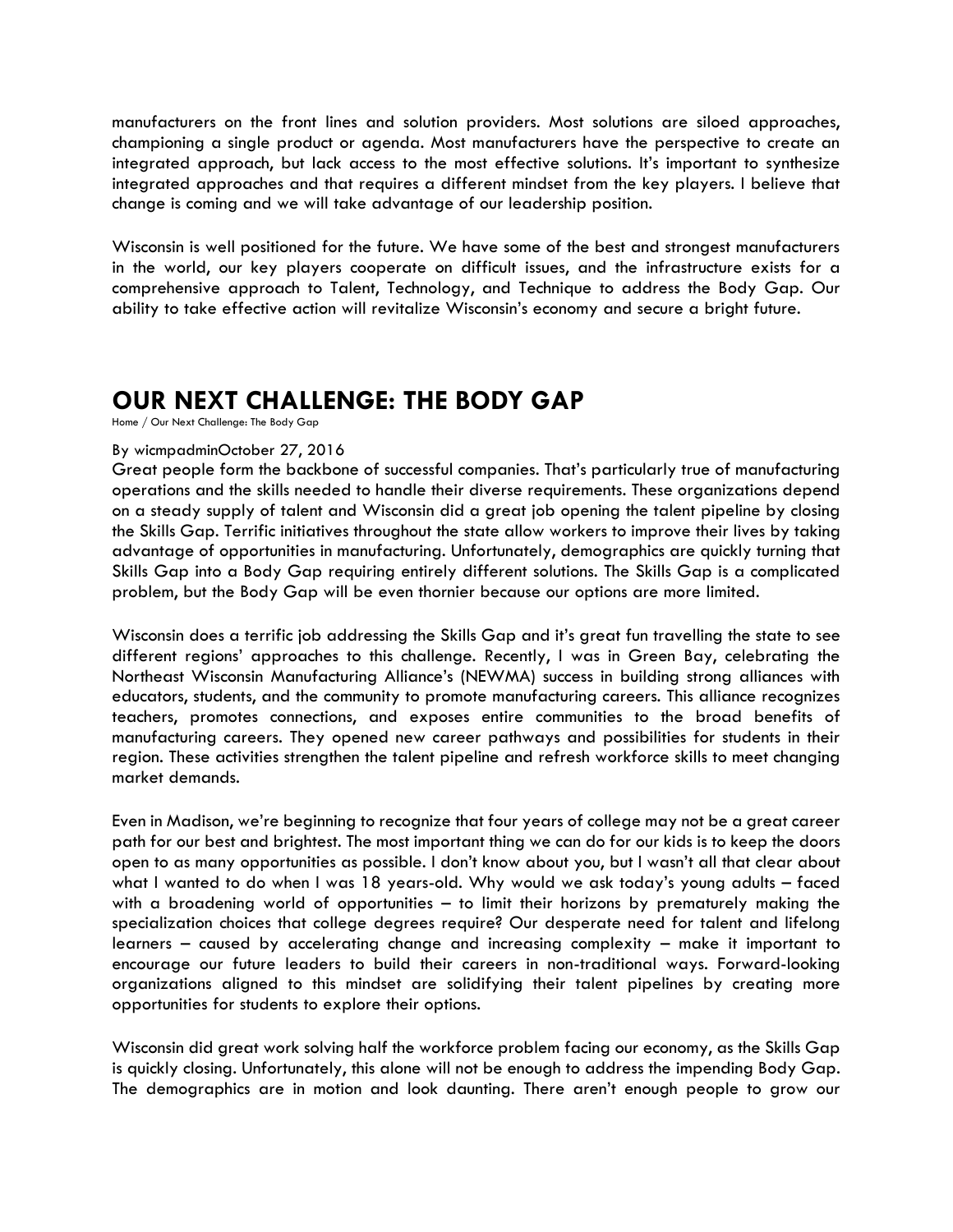manufacturers on the front lines and solution providers. Most solutions are siloed approaches, championing a single product or agenda. Most manufacturers have the perspective to create an integrated approach, but lack access to the most effective solutions. It's important to synthesize integrated approaches and that requires a different mindset from the key players. I believe that change is coming and we will take advantage of our leadership position.

Wisconsin is well positioned for the future. We have some of the best and strongest manufacturers in the world, our key players cooperate on difficult issues, and the infrastructure exists for a comprehensive approach to Talent, Technology, and Technique to address the Body Gap. Our ability to take effective action will revitalize Wisconsin's economy and secure a bright future.

# OUR NEXT CHALLENGE: THE BODY GAP

Home / Our Next Challenge: The Body Gap

By wicmpadminOctober 27, 2016

Great people form the backbone of successful companies. That's particularly true of manufacturing operations and the skills needed to handle their diverse requirements. These organizations depend on a steady supply of talent and Wisconsin did a great job opening the talent pipeline by closing the Skills Gap. Terrific initiatives throughout the state allow workers to improve their lives by taking advantage of opportunities in manufacturing. Unfortunately, demographics are quickly turning that Skills Gap into a Body Gap requiring entirely different solutions. The Skills Gap is a complicated problem, but the Body Gap will be even thornier because our options are more limited.

Wisconsin does a terrific job addressing the Skills Gap and it's great fun travelling the state to see different regions' approaches to this challenge. Recently, I was in Green Bay, celebrating the Northeast Wisconsin Manufacturing Alliance's (NEWMA) success in building strong alliances with educators, students, and the community to promote manufacturing careers. This alliance recognizes teachers, promotes connections, and exposes entire communities to the broad benefits of manufacturing careers. They opened new career pathways and possibilities for students in their region. These activities strengthen the talent pipeline and refresh workforce skills to meet changing market demands.

Even in Madison, we're beginning to recognize that four years of college may not be a great career path for our best and brightest. The most important thing we can do for our kids is to keep the doors open to as many opportunities as possible. I don't know about you, but I wasn't all that clear about what I wanted to do when I was 18 years-old. Why would we ask today's young adults – faced with a broadening world of opportunities – to limit their horizons by prematurely making the specialization choices that college degrees require? Our desperate need for talent and lifelong learners – caused by accelerating change and increasing complexity – make it important to encourage our future leaders to build their careers in non-traditional ways. Forward-looking organizations aligned to this mindset are solidifying their talent pipelines by creating more opportunities for students to explore their options.

Wisconsin did great work solving half the workforce problem facing our economy, as the Skills Gap is quickly closing. Unfortunately, this alone will not be enough to address the impending Body Gap. The demographics are in motion and look daunting. There aren't enough people to grow our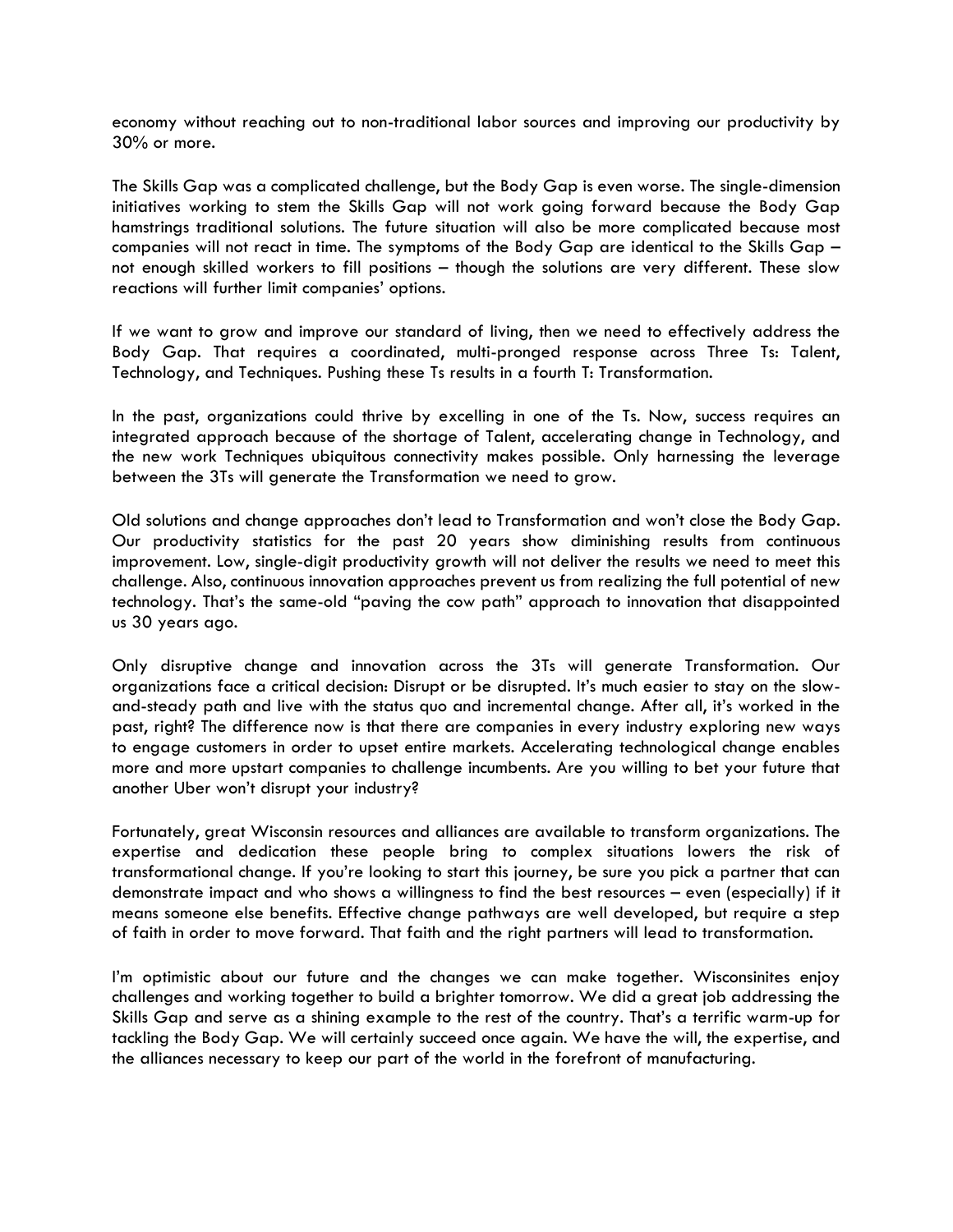economy without reaching out to non-traditional labor sources and improving our productivity by 30% or more.

The Skills Gap was a complicated challenge, but the Body Gap is even worse. The single-dimension initiatives working to stem the Skills Gap will not work going forward because the Body Gap hamstrings traditional solutions. The future situation will also be more complicated because most companies will not react in time. The symptoms of the Body Gap are identical to the Skills Gap – not enough skilled workers to fill positions – though the solutions are very different. These slow reactions will further limit companies' options.

If we want to grow and improve our standard of living, then we need to effectively address the Body Gap. That requires a coordinated, multi-pronged response across Three Ts: Talent, Technology, and Techniques. Pushing these Ts results in a fourth T: Transformation.

In the past, organizations could thrive by excelling in one of the Ts. Now, success requires an integrated approach because of the shortage of Talent, accelerating change in Technology, and the new work Techniques ubiquitous connectivity makes possible. Only harnessing the leverage between the 3Ts will generate the Transformation we need to grow.

Old solutions and change approaches don't lead to Transformation and won't close the Body Gap. Our productivity statistics for the past 20 years show diminishing results from continuous improvement. Low, single-digit productivity growth will not deliver the results we need to meet this challenge. Also, continuous innovation approaches prevent us from realizing the full potential of new technology. That's the same-old "paving the cow path" approach to innovation that disappointed us 30 years ago.

Only disruptive change and innovation across the 3Ts will generate Transformation. Our organizations face a critical decision: Disrupt or be disrupted. It's much easier to stay on the slow-and-steady path and live with the status quo and incremental change. After all, it's worked in the past, right? The difference now is that there are companies in every industry exploring new ways to engage customers in order to upset entire markets. Accelerating technological change enables more and more upstart companies to challenge incumbents. Are you willing to bet your future that another Uber won't disrupt your industry?

Fortunately, great Wisconsin resources and alliances are available to transform organizations. The expertise and dedication these people bring to complex situations lowers the risk of transformational change. If you're looking to start this journey, be sure you pick a partner that can demonstrate impact and who shows a willingness to find the best resources – even (especially) if it means someone else benefits. Effective change pathways are well developed, but require a step of faith in order to move forward. That faith and the right partners will lead to transformation.

I'm optimistic about our future and the changes we can make together. Wisconsinites enjoy challenges and working together to build a brighter tomorrow. We did a great job addressing the Skills Gap and serve as a shining example to the rest of the country. That's a terrific warm-up for tackling the Body Gap. We will certainly succeed once again. We have the will, the expertise, and the alliances necessary to keep our part of the world in the forefront of manufacturing.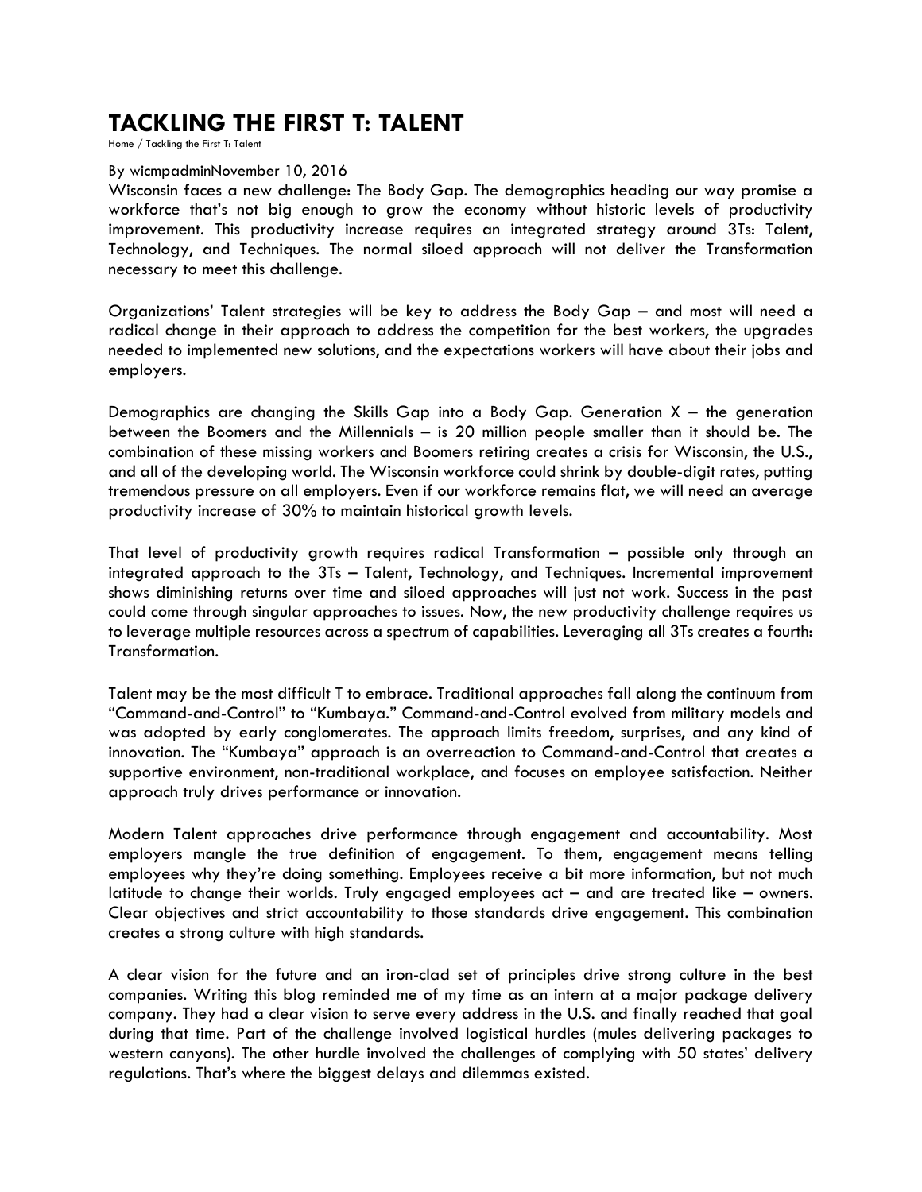# TACKLING THE FIRST T: TALENT

Home / Tackling the First T: Talent

By wicmpadminNovember 10, 2016

Wisconsin faces a new challenge: The Body Gap. The demographics heading our way promise a workforce that's not big enough to grow the economy without historic levels of productivity improvement. This productivity increase requires an integrated strategy around 3Ts: Talent, Technology, and Techniques. The normal siloed approach will not deliver the Transformation necessary to meet this challenge.

Organizations' Talent strategies will be key to address the Body Gap – and most will need a radical change in their approach to address the competition for the best workers, the upgrades needed to implemented new solutions, and the expectations workers will have about their jobs and employers.

Demographics are changing the Skills Gap into a Body Gap. Generation X – the generation between the Boomers and the Millennials – is 20 million people smaller than it should be. The combination of these missing workers and Boomers retiring creates a crisis for Wisconsin, the U.S., and all of the developing world. The Wisconsin workforce could shrink by double-digit rates, putting tremendous pressure on all employers. Even if our workforce remains flat, we will need an average productivity increase of 30% to maintain historical growth levels.

That level of productivity growth requires radical Transformation – possible only through an integrated approach to the 3Ts – Talent, Technology, and Techniques. Incremental improvement shows diminishing returns over time and siloed approaches will just not work. Success in the past could come through singular approaches to issues. Now, the new productivity challenge requires us to leverage multiple resources across a spectrum of capabilities. Leveraging all 3Ts creates a fourth: Transformation.

Talent may be the most difficult T to embrace. Traditional approaches fall along the continuum from "Command-and-Control" to "Kumbaya." Command-and-Control evolved from military models and was adopted by early conglomerates. The approach limits freedom, surprises, and any kind of innovation. The "Kumbaya" approach is an overreaction to Command-and-Control that creates a supportive environment, non-traditional workplace, and focuses on employee satisfaction. Neither approach truly drives performance or innovation.

Modern Talent approaches drive performance through engagement and accountability. Most employers mangle the true definition of engagement. To them, engagement means telling employees why they're doing something. Employees receive a bit more information, but not much latitude to change their worlds. Truly engaged employees act – and are treated like – owners. Clear objectives and strict accountability to those standards drive engagement. This combination creates a strong culture with high standards.

A clear vision for the future and an iron-clad set of principles drive strong culture in the best companies. Writing this blog reminded me of my time as an intern at a major package delivery company. They had a clear vision to serve every address in the U.S. and finally reached that goal during that time. Part of the challenge involved logistical hurdles (mules delivering packages to western canyons). The other hurdle involved the challenges of complying with 50 states' delivery regulations. That's where the biggest delays and dilemmas existed.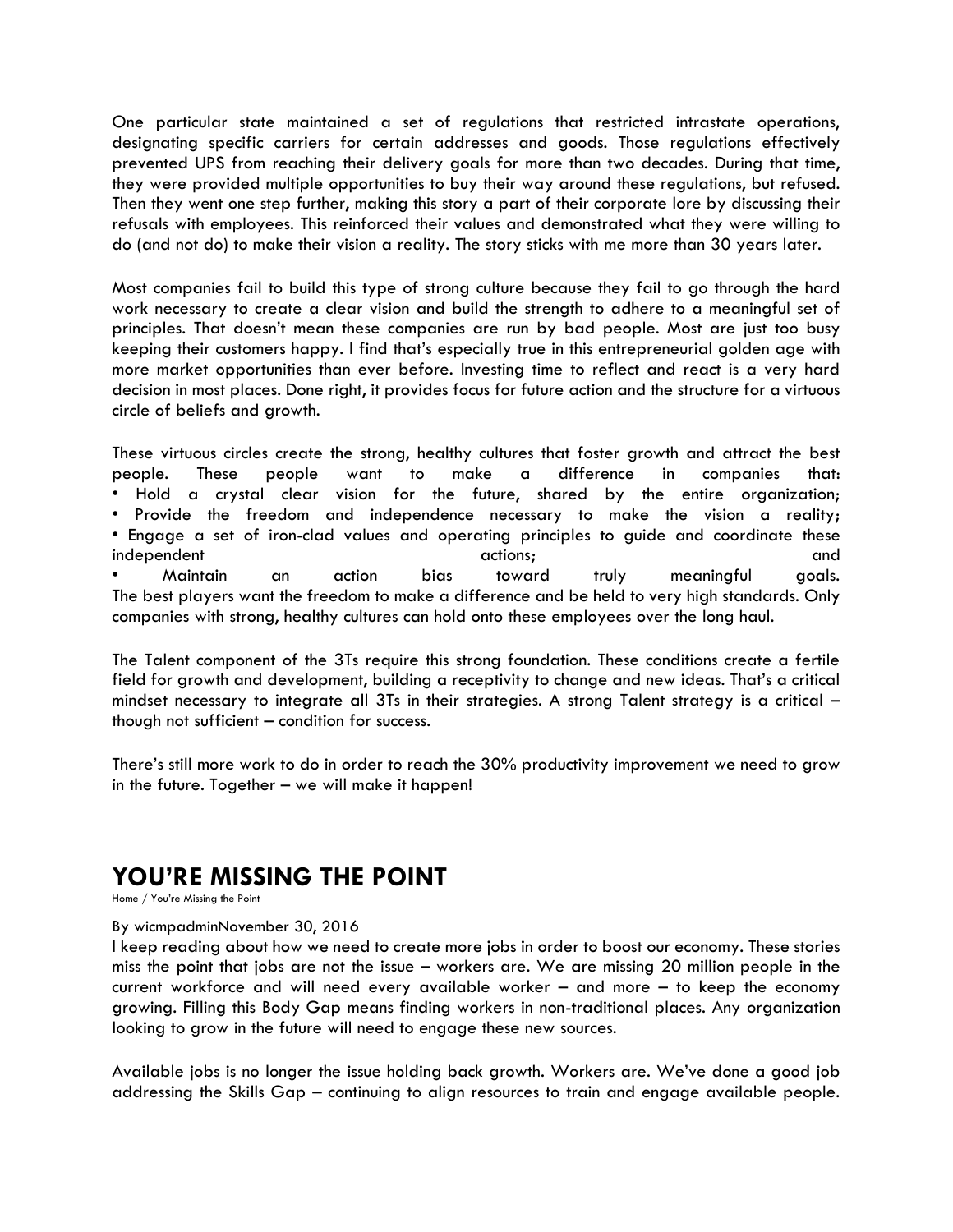One particular state maintained a set of regulations that restricted intrastate operations, designating specific carriers for certain addresses and goods. Those regulations effectively prevented UPS from reaching their delivery goals for more than two decades. During that time, they were provided multiple opportunities to buy their way around these regulations, but refused. Then they went one step further, making this story a part of their corporate lore by discussing their refusals with employees. This reinforced their values and demonstrated what they were willing to do (and not do) to make their vision a reality. The story sticks with me more than 30 years later.

Most companies fail to build this type of strong culture because they fail to go through the hard work necessary to create a clear vision and build the strength to adhere to a meaningful set of principles. That doesn't mean these companies are run by bad people. Most are just too busy keeping their customers happy. I find that's especially true in this entrepreneurial golden age with more market opportunities than ever before. Investing time to reflect and react is a very hard decision in most places. Done right, it provides focus for future action and the structure for a virtuous circle of beliefs and growth.

These virtuous circles create the strong, healthy cultures that foster growth and attract the best people. These people want to make a difference in companies that:

- Hold a crystal clear vision for the future, shared by the entire organization;
- Provide the freedom and independence necessary to make the vision a reality;
- Engage a set of iron-clad values and operating principles to guide and coordinate these independent actions; and
- Maintain an action bias toward truly meaningful goals.

The best players want the freedom to make a difference and be held to very high standards. Only companies with strong, healthy cultures can hold onto these employees over the long haul.

The Talent component of the 3Ts require this strong foundation. These conditions create a fertile field for growth and development, building a receptivity to change and new ideas. That's a critical mindset necessary to integrate all 3Ts in their strategies. A strong Talent strategy is a critical – though not sufficient – condition for success.

There's still more work to do in order to reach the 30% productivity improvement we need to grow in the future. Together – we will make it happen!

# YOU'RE MISSING THE POINT

Home / You're Missing the Point

By wicmpadminNovember 30, 2016

I keep reading about how we need to create more jobs in order to boost our economy. These stories miss the point that jobs are not the issue – workers are. We are missing 20 million people in the current workforce and will need every available worker – and more – to keep the economy growing. Filling this Body Gap means finding workers in non-traditional places. Any organization looking to grow in the future will need to engage these new sources.

Available jobs is no longer the issue holding back growth. Workers are. We've done a good job addressing the Skills Gap – continuing to align resources to train and engage available people.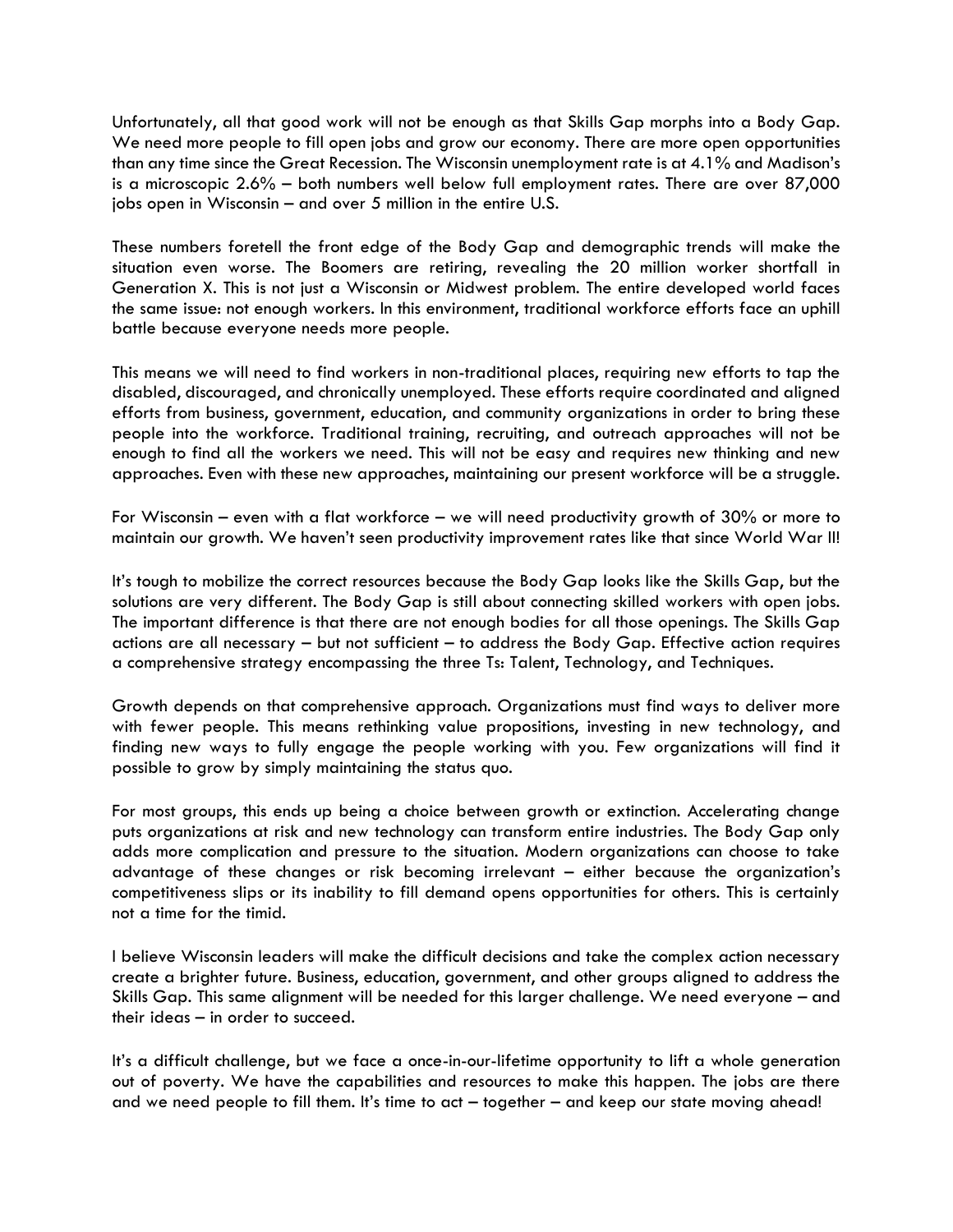Unfortunately, all that good work will not be enough as that Skills Gap morphs into a Body Gap. We need more people to fill open jobs and grow our economy. There are more open opportunities than any time since the Great Recession. The Wisconsin unemployment rate is at 4.1% and Madison's is a microscopic 2.6% – both numbers well below full employment rates. There are over 87,000 jobs open in Wisconsin – and over 5 million in the entire U.S.

These numbers foretell the front edge of the Body Gap and demographic trends will make the situation even worse. The Boomers are retiring, revealing the 20 million worker shortfall in Generation X. This is not just a Wisconsin or Midwest problem. The entire developed world faces the same issue: not enough workers. In this environment, traditional workforce efforts face an uphill battle because everyone needs more people.

This means we will need to find workers in non-traditional places, requiring new efforts to tap the disabled, discouraged, and chronically unemployed. These efforts require coordinated and aligned efforts from business, government, education, and community organizations in order to bring these people into the workforce. Traditional training, recruiting, and outreach approaches will not be enough to find all the workers we need. This will not be easy and requires new thinking and new approaches. Even with these new approaches, maintaining our present workforce will be a struggle.

For Wisconsin – even with a flat workforce – we will need productivity growth of 30% or more to maintain our growth. We haven't seen productivity improvement rates like that since World War II!

It's tough to mobilize the correct resources because the Body Gap looks like the Skills Gap, but the solutions are very different. The Body Gap is still about connecting skilled workers with open jobs. The important difference is that there are not enough bodies for all those openings. The Skills Gap actions are all necessary – but not sufficient – to address the Body Gap. Effective action requires a comprehensive strategy encompassing the three Ts: Talent, Technology, and Techniques.

Growth depends on that comprehensive approach. Organizations must find ways to deliver more with fewer people. This means rethinking value propositions, investing in new technology, and finding new ways to fully engage the people working with you. Few organizations will find it possible to grow by simply maintaining the status quo.

For most groups, this ends up being a choice between growth or extinction. Accelerating change puts organizations at risk and new technology can transform entire industries. The Body Gap only adds more complication and pressure to the situation. Modern organizations can choose to take advantage of these changes or risk becoming irrelevant – either because the organization's competitiveness slips or its inability to fill demand opens opportunities for others. This is certainly not a time for the timid.

I believe Wisconsin leaders will make the difficult decisions and take the complex action necessary create a brighter future. Business, education, government, and other groups aligned to address the Skills Gap. This same alignment will be needed for this larger challenge. We need everyone – and their ideas – in order to succeed.

It's a difficult challenge, but we face a once-in-our-lifetime opportunity to lift a whole generation out of poverty. We have the capabilities and resources to make this happen. The jobs are there and we need people to fill them. It's time to act – together – and keep our state moving ahead!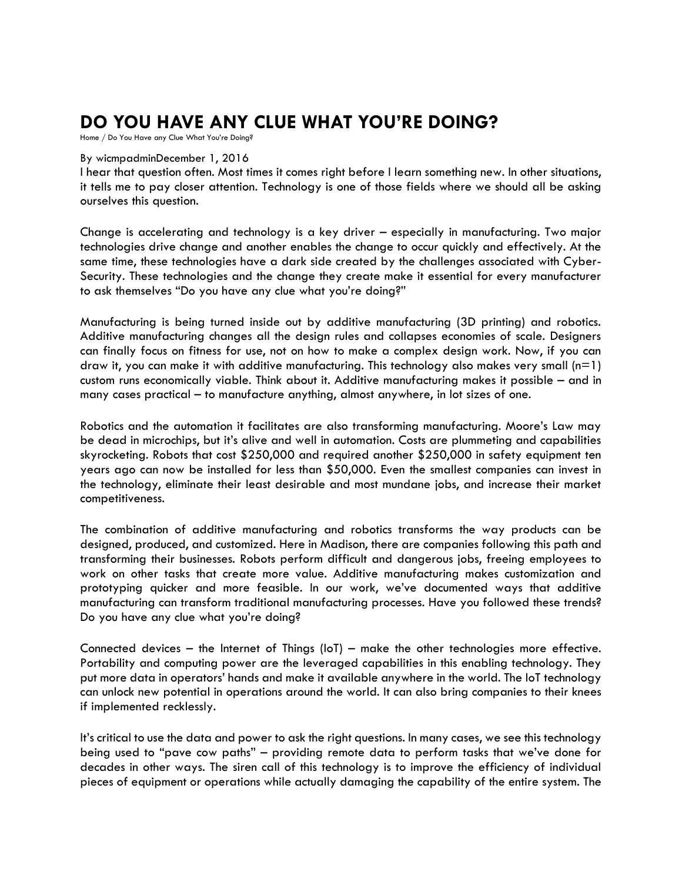# DO YOU HAVE ANY CLUE WHAT YOU'RE DOING?

Home / Do You Have any Clue What You're Doing?

By wicmpadminDecember 1, 2016

I hear that question often. Most times it comes right before I learn something new. In other situations, it tells me to pay closer attention. Technology is one of those fields where we should all be asking ourselves this question.

Change is accelerating and technology is a key driver – especially in manufacturing. Two major technologies drive change and another enables the change to occur quickly and effectively. At the same time, these technologies have a dark side created by the challenges associated with Cyber-Security. These technologies and the change they create make it essential for every manufacturer to ask themselves "Do you have any clue what you're doing?"

Manufacturing is being turned inside out by additive manufacturing (3D printing) and robotics. Additive manufacturing changes all the design rules and collapses economies of scale. Designers can finally focus on fitness for use, not on how to make a complex design work. Now, if you can draw it, you can make it with additive manufacturing. This technology also makes very small (n=1) custom runs economically viable. Think about it. Additive manufacturing makes it possible – and in many cases practical – to manufacture anything, almost anywhere, in lot sizes of one.

Robotics and the automation it facilitates are also transforming manufacturing. Moore's Law may be dead in microchips, but it's alive and well in automation. Costs are plummeting and capabilities skyrocketing. Robots that cost $250,000 and required another $250,000 in safety equipment ten years ago can now be installed for less than $50,000. Even the smallest companies can invest in the technology, eliminate their least desirable and most mundane jobs, and increase their market competitiveness.

The combination of additive manufacturing and robotics transforms the way products can be designed, produced, and customized. Here in Madison, there are companies following this path and transforming their businesses. Robots perform difficult and dangerous jobs, freeing employees to work on other tasks that create more value. Additive manufacturing makes customization and prototyping quicker and more feasible. In our work, we've documented ways that additive manufacturing can transform traditional manufacturing processes. Have you followed these trends? Do you have any clue what you're doing?

Connected devices – the Internet of Things (IoT) – make the other technologies more effective. Portability and computing power are the leveraged capabilities in this enabling technology. They put more data in operators' hands and make it available anywhere in the world. The IoT technology can unlock new potential in operations around the world. It can also bring companies to their knees if implemented recklessly.

It's critical to use the data and power to ask the right questions. In many cases, we see this technology being used to "pave cow paths" – providing remote data to perform tasks that we've done for decades in other ways. The siren call of this technology is to improve the efficiency of individual pieces of equipment or operations while actually damaging the capability of the entire system. The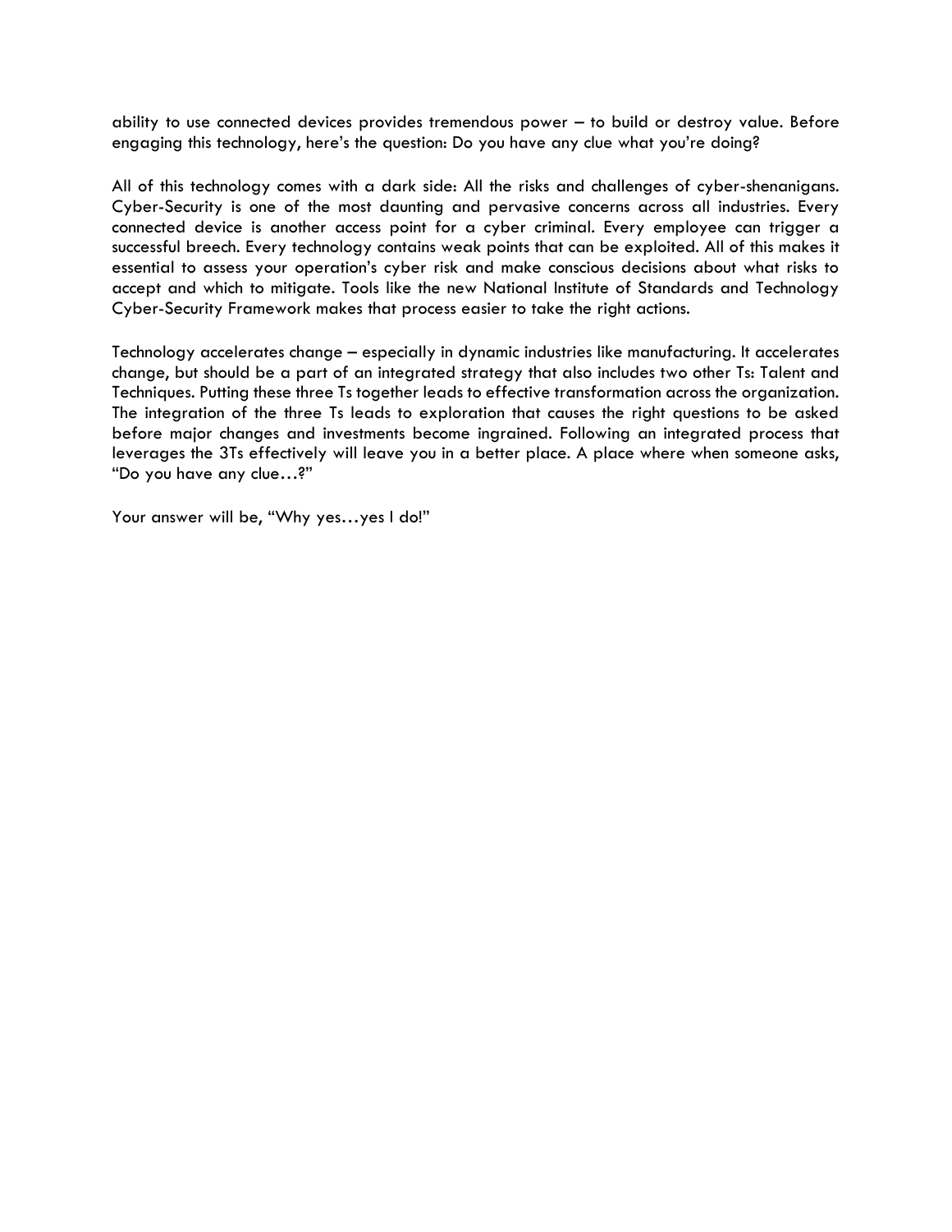ability to use connected devices provides tremendous power – to build or destroy value. Before engaging this technology, here's the question: Do you have any clue what you're doing?

All of this technology comes with a dark side: All the risks and challenges of cyber-shenanigans. Cyber-Security is one of the most daunting and pervasive concerns across all industries. Every connected device is another access point for a cyber criminal. Every employee can trigger a successful breech. Every technology contains weak points that can be exploited. All of this makes it essential to assess your operation's cyber risk and make conscious decisions about what risks to accept and which to mitigate. Tools like the new National Institute of Standards and Technology Cyber-Security Framework makes that process easier to take the right actions.

Technology accelerates change – especially in dynamic industries like manufacturing. It accelerates change, but should be a part of an integrated strategy that also includes two other Ts: Talent and Techniques. Putting these three Ts together leads to effective transformation across the organization. The integration of the three Ts leads to exploration that causes the right questions to be asked before major changes and investments become ingrained. Following an integrated process that leverages the 3Ts effectively will leave you in a better place. A place where when someone asks, "Do you have any clue…?"

Your answer will be, "Why yes…yes I do!"